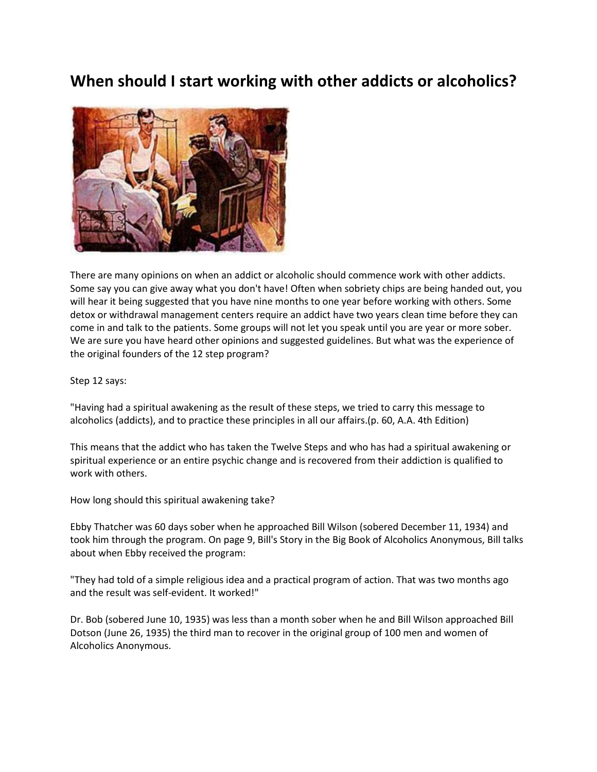# When should I start working with other addicts or alcoholics?

There are many opinions on when an addict or alcoholic should commence work with other addicts. Some say you can give away what you don't have! Often when sobriety chips are being handed out, you will hear it being suggested that you have nine months to one year before working with others. Some detox or withdrawal management centers require an addict have two years clean time before they can come in and talk to the patients. Some groups will not let you speak until you are year or more sober. We are sure you have heard other opinions and suggested guidelines. But what was the experience of the original founders of the 12 step program?

Step 12 says:

"Having had a spiritual awakening as the result of these steps, we tried to carry this message to alcoholics (addicts), and to practice these principles in all our affairs.(p. 60, A.A. 4th Edition)

This means that the addict who has taken the Twelve Steps and who has had a spiritual awakening or spiritual experience or an entire psychic change and is recovered from their addiction is qualified to work with others.

How long should this spiritual awakening take?

Ebby Thatcher was 60 days sober when he approached Bill Wilson (sobered December 11, 1934) and took him through the program. On page 9, Bill's Story in the Big Book of Alcoholics Anonymous, Bill talks about when Ebby received the program:

"They had told of a simple religious idea and a practical program of action. That was two months ago and the result was self-evident. It worked!"

Dr. Bob (sobered June 10, 1935) was less than a month sober when he and Bill Wilson approached Bill Dotson (June 26, 1935) the third man to recover in the original group of 100 men and women of Alcoholics Anonymous.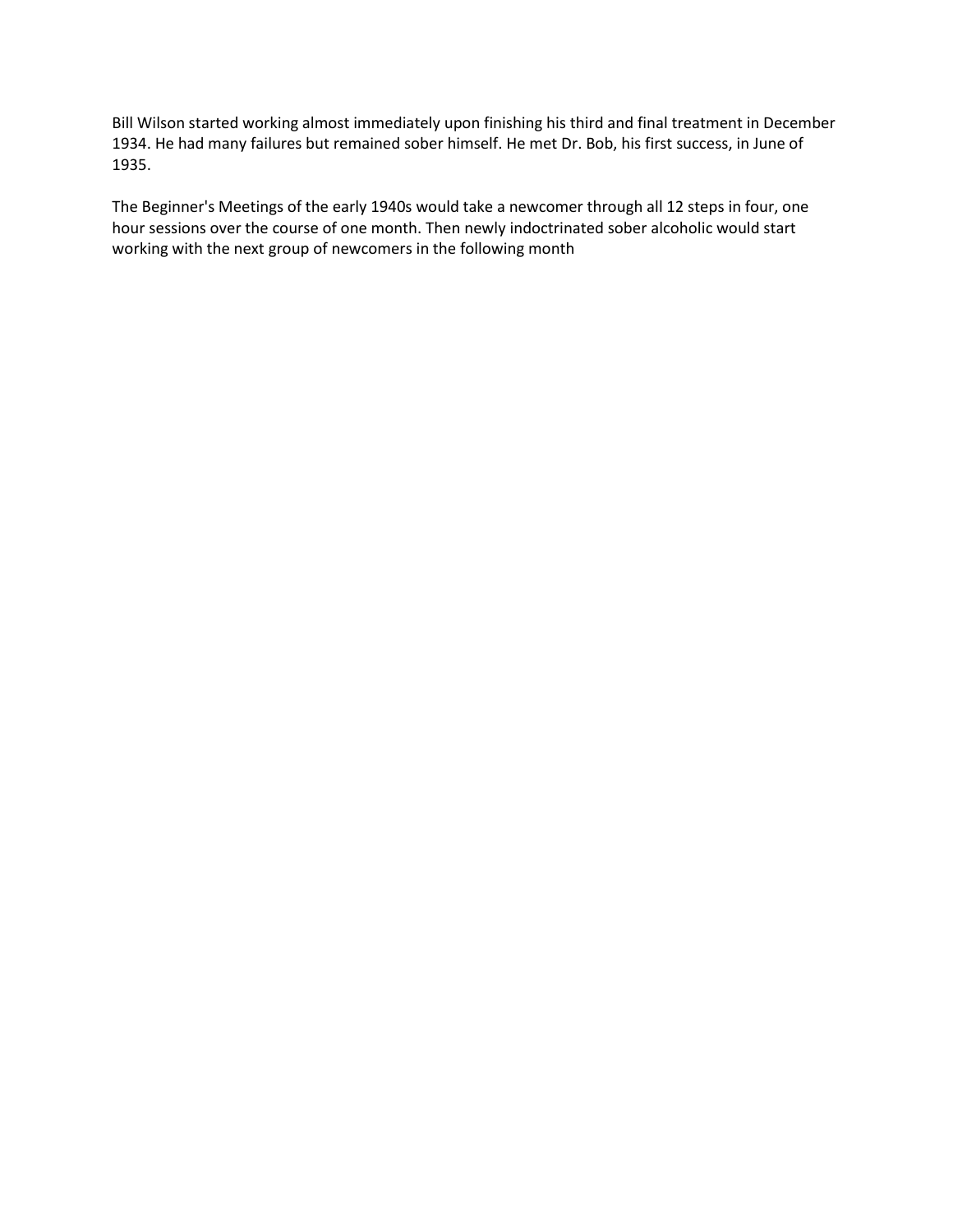Bill Wilson started working almost immediately upon finishing his third and final treatment in December 1934. He had many failures but remained sober himself. He met Dr. Bob, his first success, in June of 1935.

The Beginner's Meetings of the early 1940s would take a newcomer through all 12 steps in four, one hour sessions over the course of one month. Then newly indoctrinated sober alcoholic would start working with the next group of newcomers in the following month